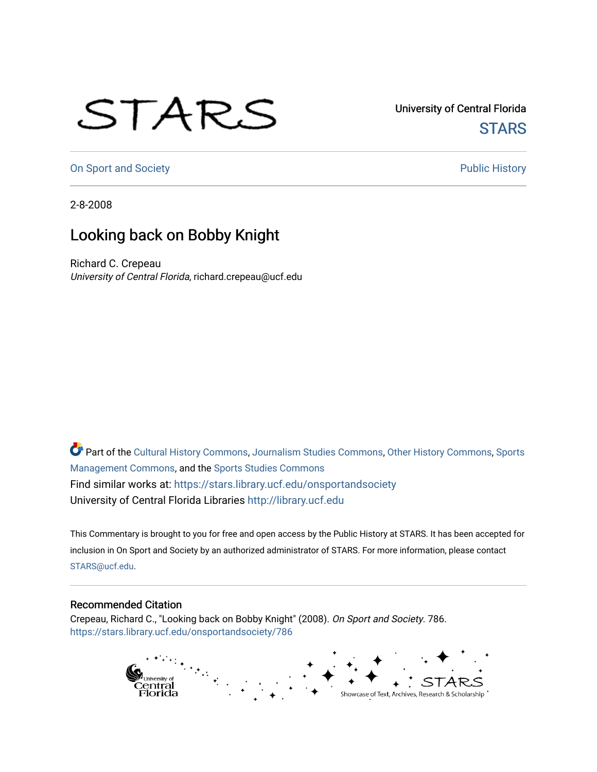University of Central Florida

STARS

On Sport and Society

Public History

2-8-2008

# Looking back on Bobby Knight

Richard C. Crepeau
*University of Central Florida*, richard.crepeau@ucf.edu

Part of the Cultural History Commons, Journalism Studies Commons, Other History Commons, Sports Management Commons, and the Sports Studies Commons

Find similar works at: https://stars.library.ucf.edu/onsportandsociety

University of Central Florida Libraries http://library.ucf.edu

This Commentary is brought to you for free and open access by the Public History at STARS. It has been accepted for inclusion in On Sport and Society by an authorized administrator of STARS. For more information, please contact STARS@ucf.edu.

## Recommended Citation

Crepeau, Richard C., "Looking back on Bobby Knight" (2008). *On Sport and Society*. 786.
https://stars.library.ucf.edu/onsportandsociety/786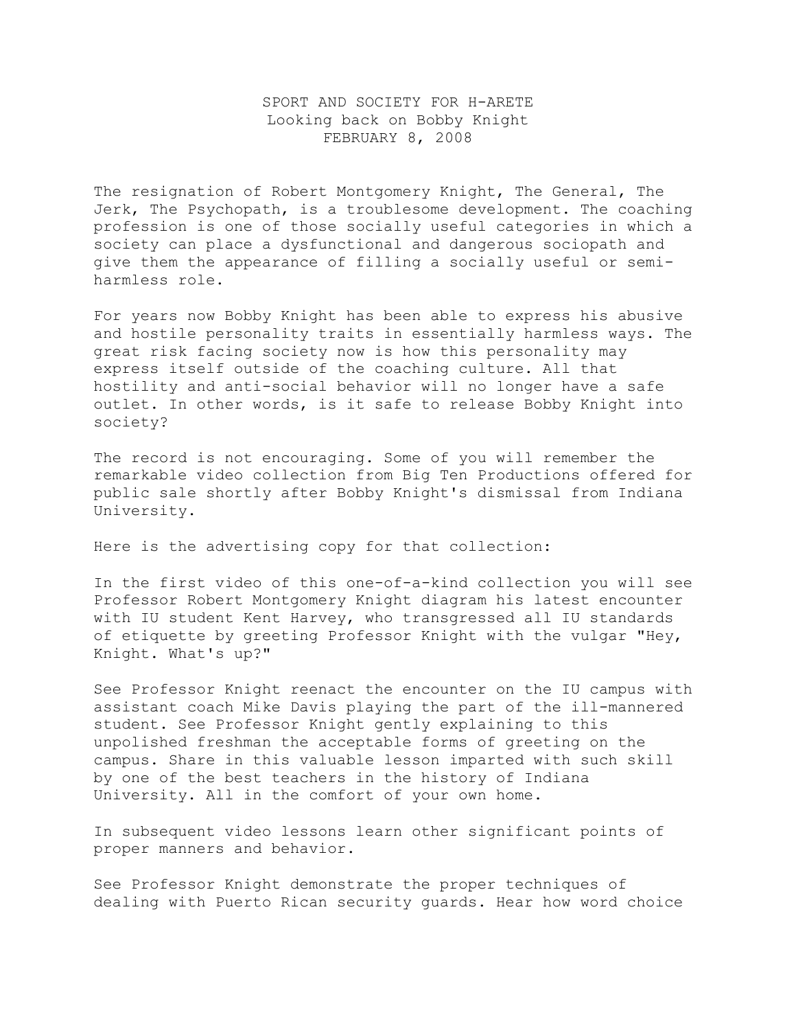SPORT AND SOCIETY FOR H-ARETE
Looking back on Bobby Knight
FEBRUARY 8, 2008

The resignation of Robert Montgomery Knight, The General, The Jerk, The Psychopath, is a troublesome development. The coaching profession is one of those socially useful categories in which a society can place a dysfunctional and dangerous sociopath and give them the appearance of filling a socially useful or semi-harmless role.

For years now Bobby Knight has been able to express his abusive and hostile personality traits in essentially harmless ways. The great risk facing society now is how this personality may express itself outside of the coaching culture. All that hostility and anti-social behavior will no longer have a safe outlet. In other words, is it safe to release Bobby Knight into society?

The record is not encouraging. Some of you will remember the remarkable video collection from Big Ten Productions offered for public sale shortly after Bobby Knight's dismissal from Indiana University.

Here is the advertising copy for that collection:

In the first video of this one-of-a-kind collection you will see Professor Robert Montgomery Knight diagram his latest encounter with IU student Kent Harvey, who transgressed all IU standards of etiquette by greeting Professor Knight with the vulgar "Hey, Knight. What's up?"

See Professor Knight reenact the encounter on the IU campus with assistant coach Mike Davis playing the part of the ill-mannered student. See Professor Knight gently explaining to this unpolished freshman the acceptable forms of greeting on the campus. Share in this valuable lesson imparted with such skill by one of the best teachers in the history of Indiana University. All in the comfort of your own home.

In subsequent video lessons learn other significant points of proper manners and behavior.

See Professor Knight demonstrate the proper techniques of dealing with Puerto Rican security guards. Hear how word choice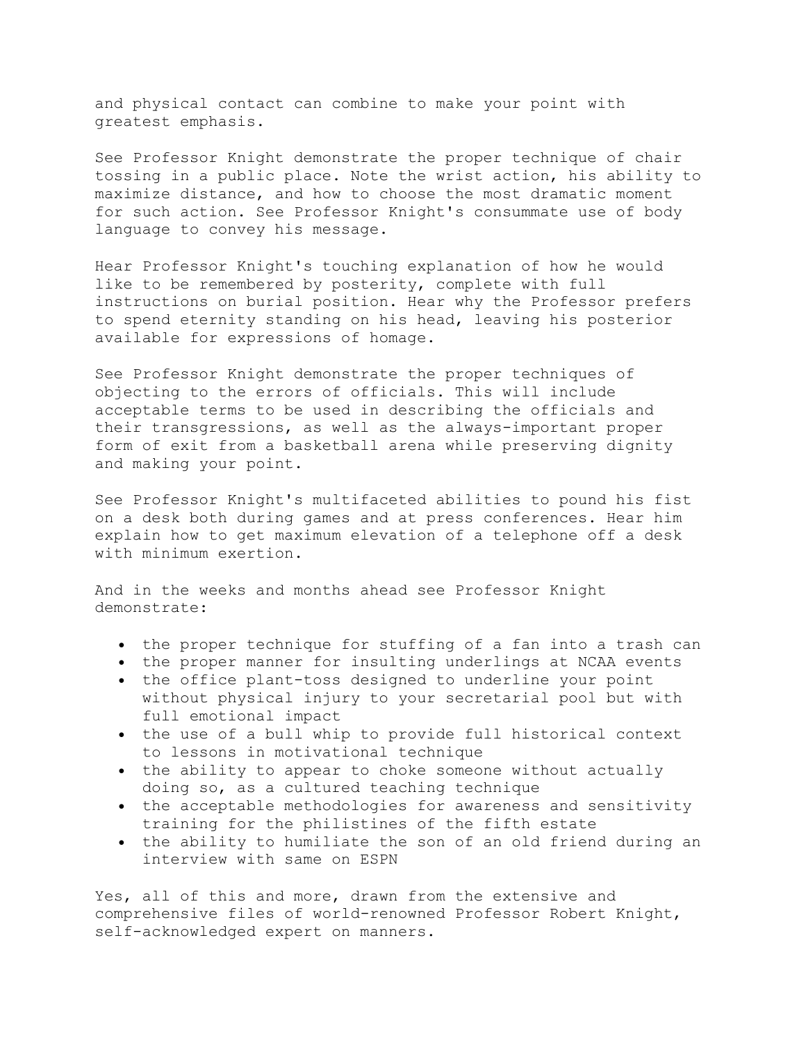and physical contact can combine to make your point with greatest emphasis.

See Professor Knight demonstrate the proper technique of chair tossing in a public place. Note the wrist action, his ability to maximize distance, and how to choose the most dramatic moment for such action. See Professor Knight's consummate use of body language to convey his message.

Hear Professor Knight's touching explanation of how he would like to be remembered by posterity, complete with full instructions on burial position. Hear why the Professor prefers to spend eternity standing on his head, leaving his posterior available for expressions of homage.

See Professor Knight demonstrate the proper techniques of objecting to the errors of officials. This will include acceptable terms to be used in describing the officials and their transgressions, as well as the always-important proper form of exit from a basketball arena while preserving dignity and making your point.

See Professor Knight's multifaceted abilities to pound his fist on a desk both during games and at press conferences. Hear him explain how to get maximum elevation of a telephone off a desk with minimum exertion.

And in the weeks and months ahead see Professor Knight demonstrate:

- the proper technique for stuffing of a fan into a trash can
- the proper manner for insulting underlings at NCAA events
- the office plant-toss designed to underline your point without physical injury to your secretarial pool but with full emotional impact
- the use of a bull whip to provide full historical context to lessons in motivational technique
- the ability to appear to choke someone without actually doing so, as a cultured teaching technique
- the acceptable methodologies for awareness and sensitivity training for the philistines of the fifth estate
- the ability to humiliate the son of an old friend during an interview with same on ESPN

Yes, all of this and more, drawn from the extensive and comprehensive files of world-renowned Professor Robert Knight, self-acknowledged expert on manners.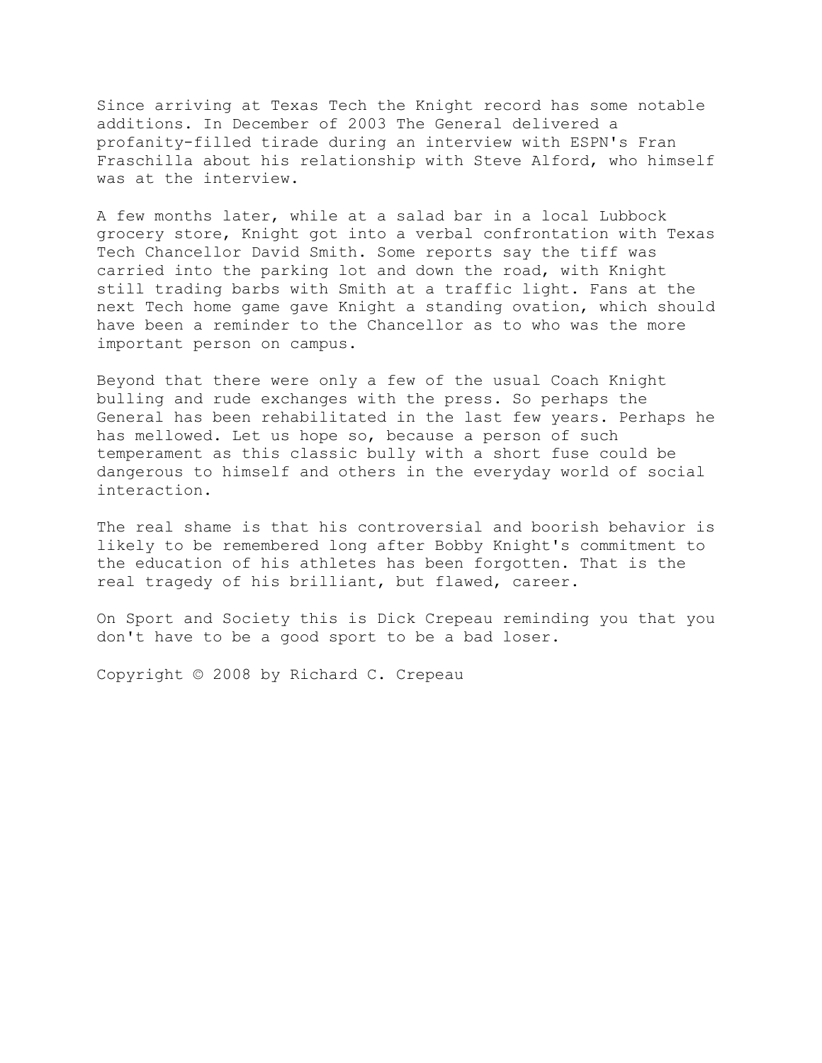Since arriving at Texas Tech the Knight record has some notable additions. In December of 2003 The General delivered a profanity-filled tirade during an interview with ESPN's Fran Fraschilla about his relationship with Steve Alford, who himself was at the interview.

A few months later, while at a salad bar in a local Lubbock grocery store, Knight got into a verbal confrontation with Texas Tech Chancellor David Smith. Some reports say the tiff was carried into the parking lot and down the road, with Knight still trading barbs with Smith at a traffic light. Fans at the next Tech home game gave Knight a standing ovation, which should have been a reminder to the Chancellor as to who was the more important person on campus.

Beyond that there were only a few of the usual Coach Knight bulling and rude exchanges with the press. So perhaps the General has been rehabilitated in the last few years. Perhaps he has mellowed. Let us hope so, because a person of such temperament as this classic bully with a short fuse could be dangerous to himself and others in the everyday world of social interaction.

The real shame is that his controversial and boorish behavior is likely to be remembered long after Bobby Knight's commitment to the education of his athletes has been forgotten. That is the real tragedy of his brilliant, but flawed, career.

On Sport and Society this is Dick Crepeau reminding you that you don't have to be a good sport to be a bad loser.

Copyright © 2008 by Richard C. Crepeau